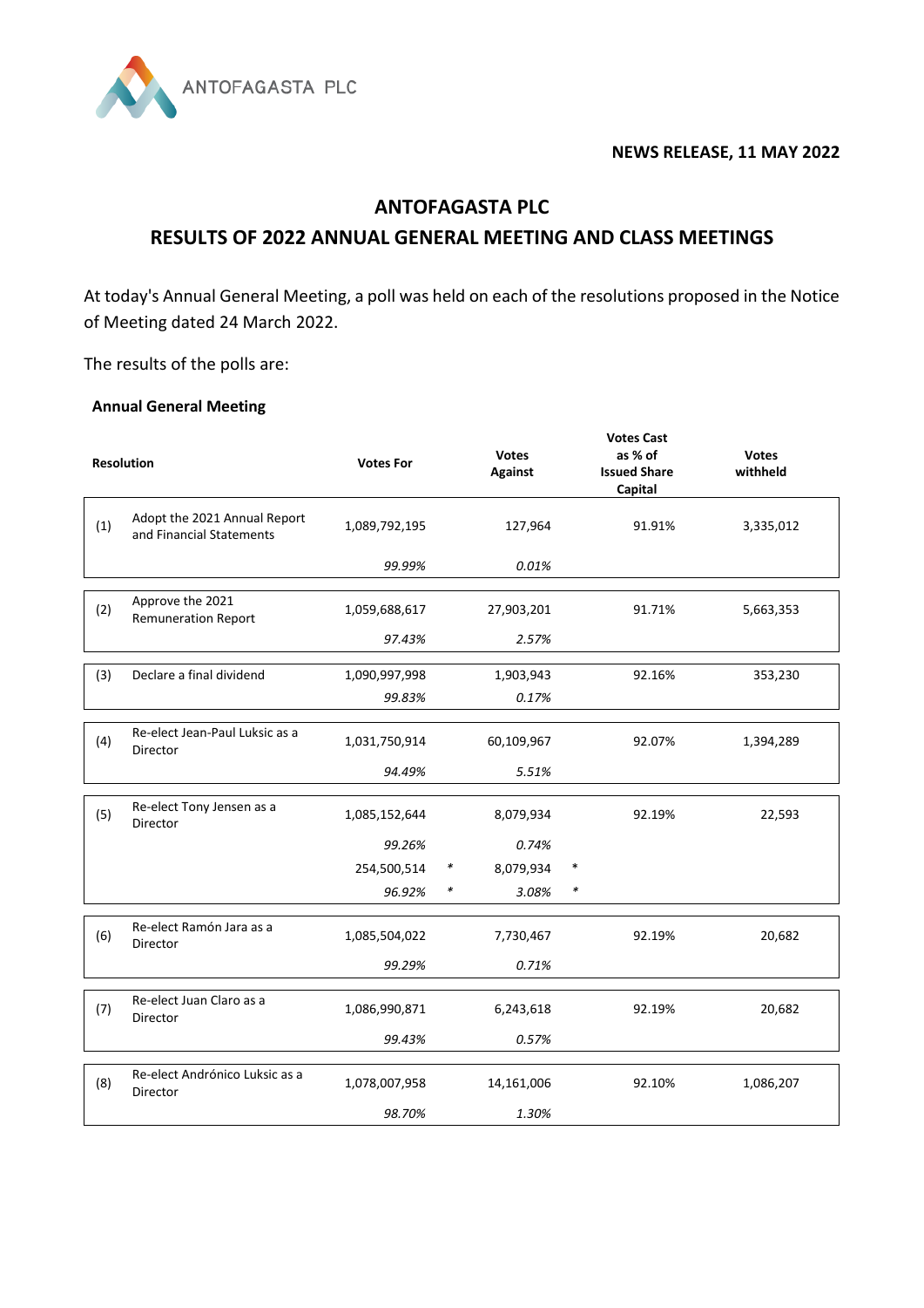ANTOFAGASTA PLC

**NEWS RELEASE, 11 MAY 2022**

# ANTOFAGASTA PLC

## RESULTS OF 2022 ANNUAL GENERAL MEETING AND CLASS MEETINGS

At today's Annual General Meeting, a poll was held on each of the resolutions proposed in the Notice of Meeting dated 24 March 2022.

The results of the polls are:

### Annual General Meeting

| | Resolution | Votes For | Votes Against | Votes Cast as % of Issued Share Capital | Votes withheld |
|---|---|---|---|---|---|
| (1) | Adopt the 2021 Annual Report and Financial Statements | 1,089,792,195 | 127,964 | 91.91% | 3,335,012 |
| | | *99.99%* | *0.01%* | | |
| (2) | Approve the 2021 Remuneration Report | 1,059,688,617 | 27,903,201 | 91.71% | 5,663,353 |
| | | *97.43%* | *2.57%* | | |
| (3) | Declare a final dividend | 1,090,997,998 | 1,903,943 | 92.16% | 353,230 |
| | | *99.83%* | *0.17%* | | |
| (4) | Re-elect Jean-Paul Luksic as a Director | 1,031,750,914 | 60,109,967 | 92.07% | 1,394,289 |
| | | *94.49%* | *5.51%* | | |
| (5) | Re-elect Tony Jensen as a Director | 1,085,152,644 | 8,079,934 | 92.19% | 22,593 |
| | | *99.26%* | *0.74%* | | |
| | | 254,500,514 * | 8,079,934 * | | |
| | | *96.92%* * | *3.08%* * | | |
| (6) | Re-elect Ramón Jara as a Director | 1,085,504,022 | 7,730,467 | 92.19% | 20,682 |
| | | *99.29%* | *0.71%* | | |
| (7) | Re-elect Juan Claro as a Director | 1,086,990,871 | 6,243,618 | 92.19% | 20,682 |
| | | *99.43%* | *0.57%* | | |
| (8) | Re-elect Andrónico Luksic as a Director | 1,078,007,958 | 14,161,006 | 92.10% | 1,086,207 |
| | | *98.70%* | *1.30%* | | |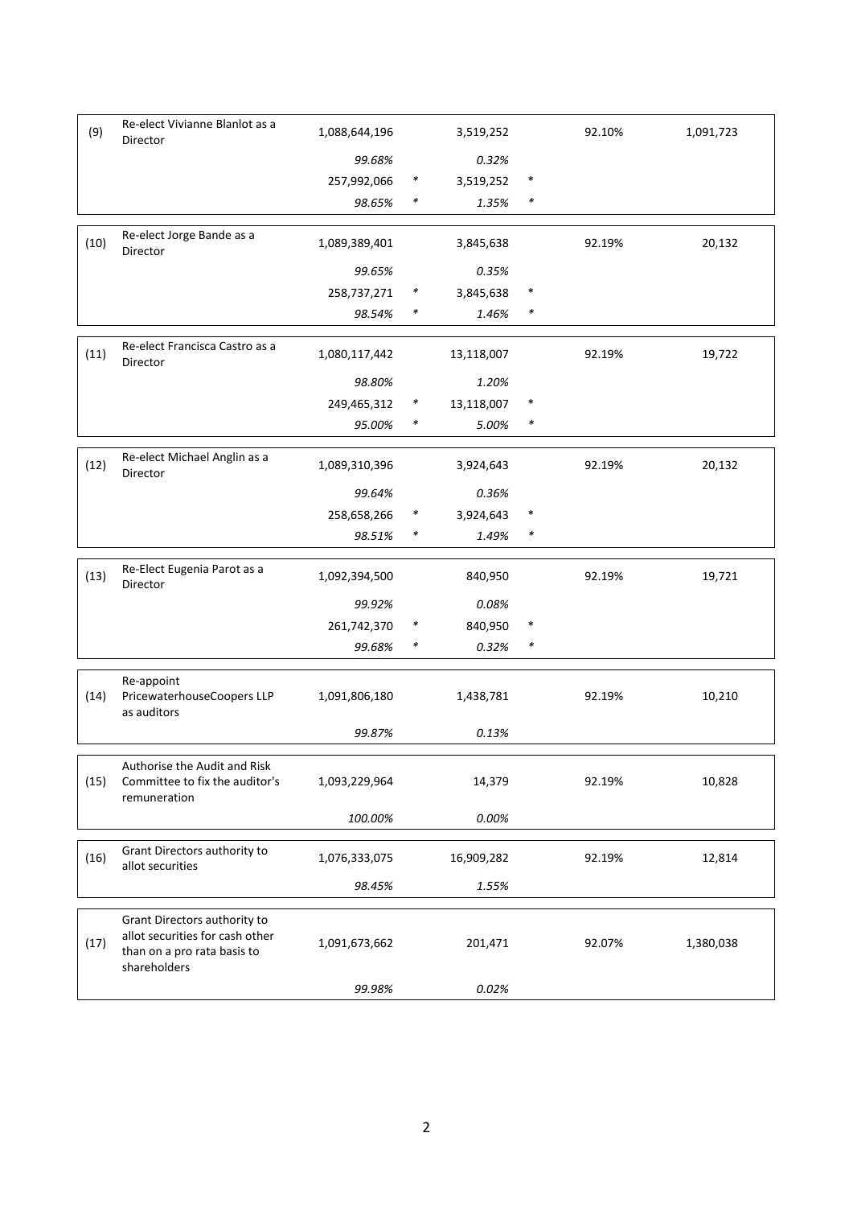| | | | | | | | |
|---|---|---|---|---|---|---|---|
| (9) | Re-elect Vivianne Blanlot as a Director | 1,088,644,196 | | 3,519,252 | | 92.10% | 1,091,723 |
| | | *99.68%* | | *0.32%* | | | |
| | | 257,992,066 | * | 3,519,252 | * | | |
| | | *98.65%* | * | *1.35%* | * | | |
| (10) | Re-elect Jorge Bande as a Director | 1,089,389,401 | | 3,845,638 | | 92.19% | 20,132 |
| | | *99.65%* | | *0.35%* | | | |
| | | 258,737,271 | * | 3,845,638 | * | | |
| | | *98.54%* | * | *1.46%* | * | | |
| (11) | Re-elect Francisca Castro as a Director | 1,080,117,442 | | 13,118,007 | | 92.19% | 19,722 |
| | | *98.80%* | | *1.20%* | | | |
| | | 249,465,312 | * | 13,118,007 | * | | |
| | | *95.00%* | * | *5.00%* | * | | |
| (12) | Re-elect Michael Anglin as a Director | 1,089,310,396 | | 3,924,643 | | 92.19% | 20,132 |
| | | *99.64%* | | *0.36%* | | | |
| | | 258,658,266 | * | 3,924,643 | * | | |
| | | *98.51%* | * | *1.49%* | * | | |
| (13) | Re-Elect Eugenia Parot as a Director | 1,092,394,500 | | 840,950 | | 92.19% | 19,721 |
| | | *99.92%* | | *0.08%* | | | |
| | | 261,742,370 | * | 840,950 | * | | |
| | | *99.68%* | * | *0.32%* | * | | |
| (14) | Re-appoint PricewaterhouseCoopers LLP as auditors | 1,091,806,180 | | 1,438,781 | | 92.19% | 10,210 |
| | | *99.87%* | | *0.13%* | | | |
| (15) | Authorise the Audit and Risk Committee to fix the auditor's remuneration | 1,093,229,964 | | 14,379 | | 92.19% | 10,828 |
| | | *100.00%* | | *0.00%* | | | |
| (16) | Grant Directors authority to allot securities | 1,076,333,075 | | 16,909,282 | | 92.19% | 12,814 |
| | | *98.45%* | | *1.55%* | | | |
| (17) | Grant Directors authority to allot securities for cash other than on a pro rata basis to shareholders | 1,091,673,662 | | 201,471 | | 92.07% | 1,380,038 |
| | | *99.98%* | | *0.02%* | | | |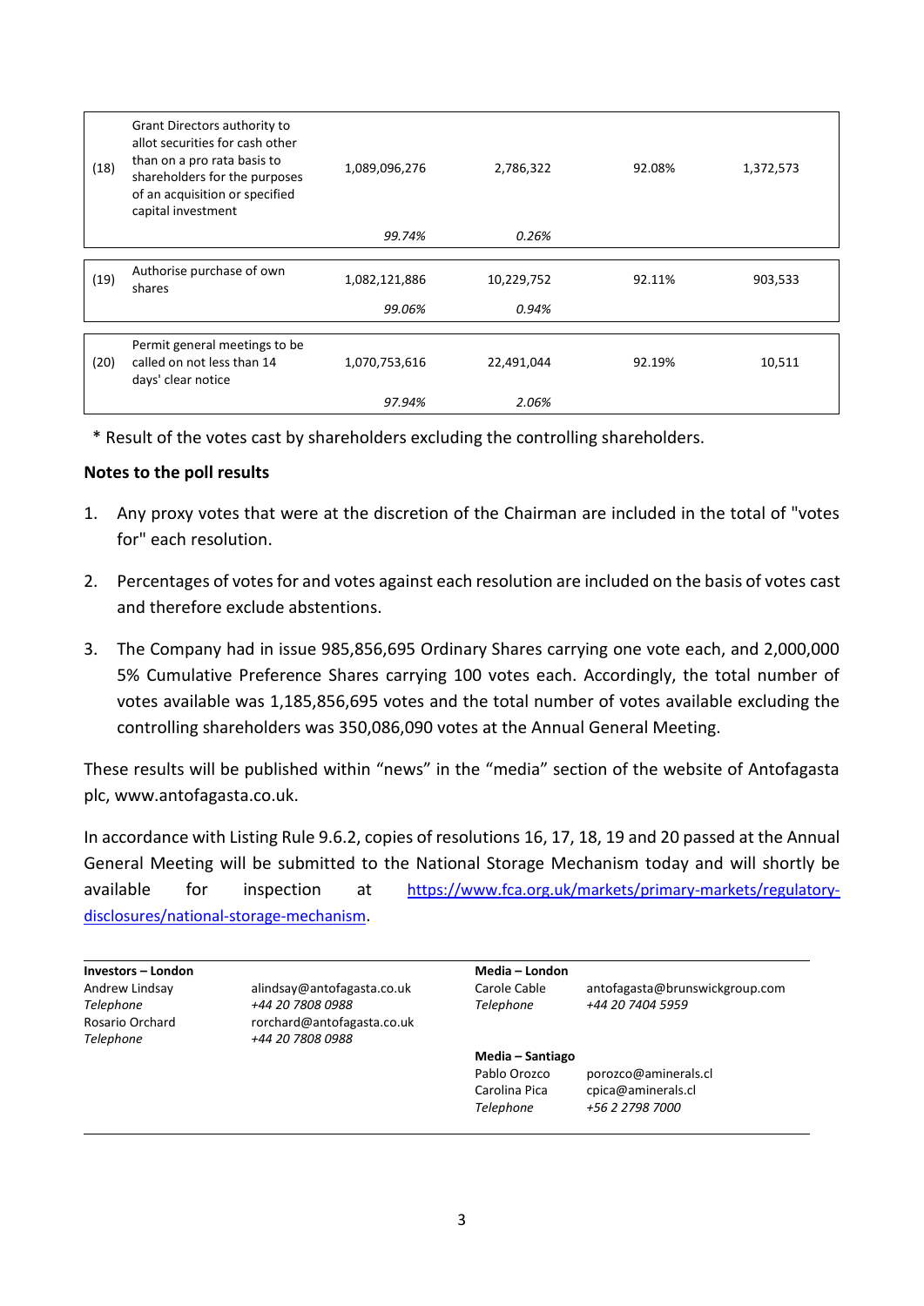| | | | | | |
|---|---|---|---|---|---|
| (18) | Grant Directors authority to allot securities for cash other than on a pro rata basis to shareholders for the purposes of an acquisition or specified capital investment | 1,089,096,276 | 2,786,322 | 92.08% | 1,372,573 |
| | | *99.74%* | *0.26%* | | |
| (19) | Authorise purchase of own shares | 1,082,121,886 | 10,229,752 | 92.11% | 903,533 |
| | | *99.06%* | *0.94%* | | |
| (20) | Permit general meetings to be called on not less than 14 days' clear notice | 1,070,753,616 | 22,491,044 | 92.19% | 10,511 |
| | | *97.94%* | *2.06%* | | |

\* Result of the votes cast by shareholders excluding the controlling shareholders.

**Notes to the poll results**

1. Any proxy votes that were at the discretion of the Chairman are included in the total of "votes for" each resolution.
2. Percentages of votes for and votes against each resolution are included on the basis of votes cast and therefore exclude abstentions.
3. The Company had in issue 985,856,695 Ordinary Shares carrying one vote each, and 2,000,000 5% Cumulative Preference Shares carrying 100 votes each. Accordingly, the total number of votes available was 1,185,856,695 votes and the total number of votes available excluding the controlling shareholders was 350,086,090 votes at the Annual General Meeting.

These results will be published within "news" in the "media" section of the website of Antofagasta plc, www.antofagasta.co.uk.

In accordance with Listing Rule 9.6.2, copies of resolutions 16, 17, 18, 19 and 20 passed at the Annual General Meeting will be submitted to the National Storage Mechanism today and will shortly be available for inspection at [https://www.fca.org.uk/markets/primary-markets/regulatory-disclosures/national-storage-mechanism](https://www.fca.org.uk/markets/primary-markets/regulatory-disclosures/national-storage-mechanism).

**Investors – London**
Andrew Lindsay — alindsay@antofagasta.co.uk
*Telephone* — *+44 20 7808 0988*
Rosario Orchard — rorchard@antofagasta.co.uk
*Telephone* — *+44 20 7808 0988*

**Media – London**
Carole Cable — antofagasta@brunswickgroup.com
*Telephone* — *+44 20 7404 5959*

**Media – Santiago**
Pablo Orozco — porozco@aminerals.cl
Carolina Pica — cpica@aminerals.cl
*Telephone* — *+56 2 2798 7000*